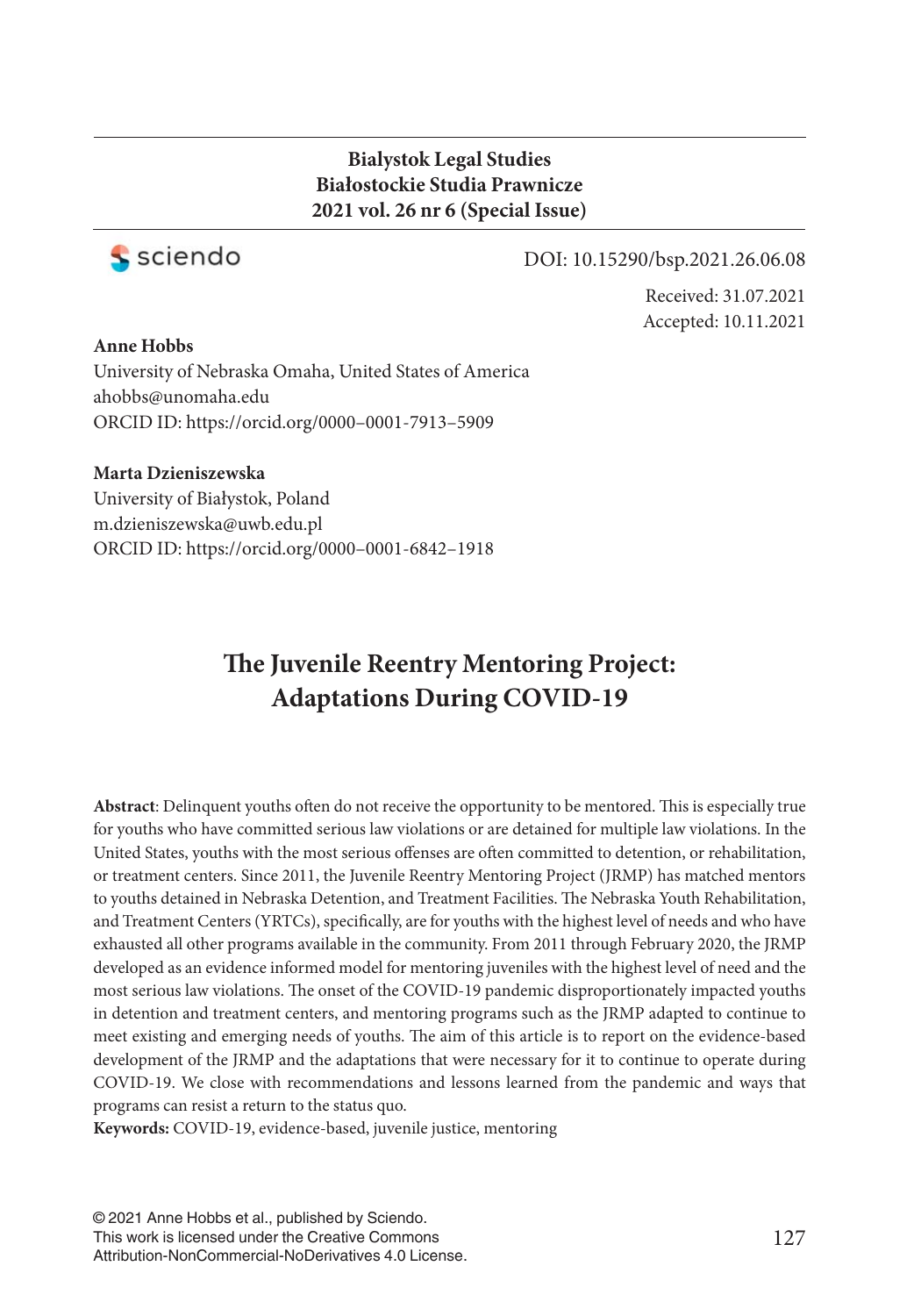**Bialystok Legal Studies**
**Białostockie Studia Prawnicze**
**2021 vol. 26 nr 6 (Special Issue)**

DOI: 10.15290/bsp.2021.26.06.08

Received: 31.07.2021
Accepted: 10.11.2021

**Anne Hobbs**
University of Nebraska Omaha, United States of America
ahobbs@unomaha.edu
ORCID ID: https://orcid.org/0000–0001-7913–5909

**Marta Dzieniszewska**
University of Białystok, Poland
m.dzieniszewska@uwb.edu.pl
ORCID ID: https://orcid.org/0000–0001-6842–1918

# The Juvenile Reentry Mentoring Project: Adaptations During COVID-19

**Abstract**: Delinquent youths often do not receive the opportunity to be mentored. This is especially true for youths who have committed serious law violations or are detained for multiple law violations. In the United States, youths with the most serious offenses are often committed to detention, or rehabilitation, or treatment centers. Since 2011, the Juvenile Reentry Mentoring Project (JRMP) has matched mentors to youths detained in Nebraska Detention, and Treatment Facilities. The Nebraska Youth Rehabilitation, and Treatment Centers (YRTCs), specifically, are for youths with the highest level of needs and who have exhausted all other programs available in the community. From 2011 through February 2020, the JRMP developed as an evidence informed model for mentoring juveniles with the highest level of need and the most serious law violations. The onset of the COVID-19 pandemic disproportionately impacted youths in detention and treatment centers, and mentoring programs such as the JRMP adapted to continue to meet existing and emerging needs of youths. The aim of this article is to report on the evidence-based development of the JRMP and the adaptations that were necessary for it to continue to operate during COVID-19. We close with recommendations and lessons learned from the pandemic and ways that programs can resist a return to the status quo.

**Keywords:** COVID-19, evidence-based, juvenile justice, mentoring

© 2021 Anne Hobbs et al., published by Sciendo.
This work is licensed under the Creative Commons Attribution-NonCommercial-NoDerivatives 4.0 License.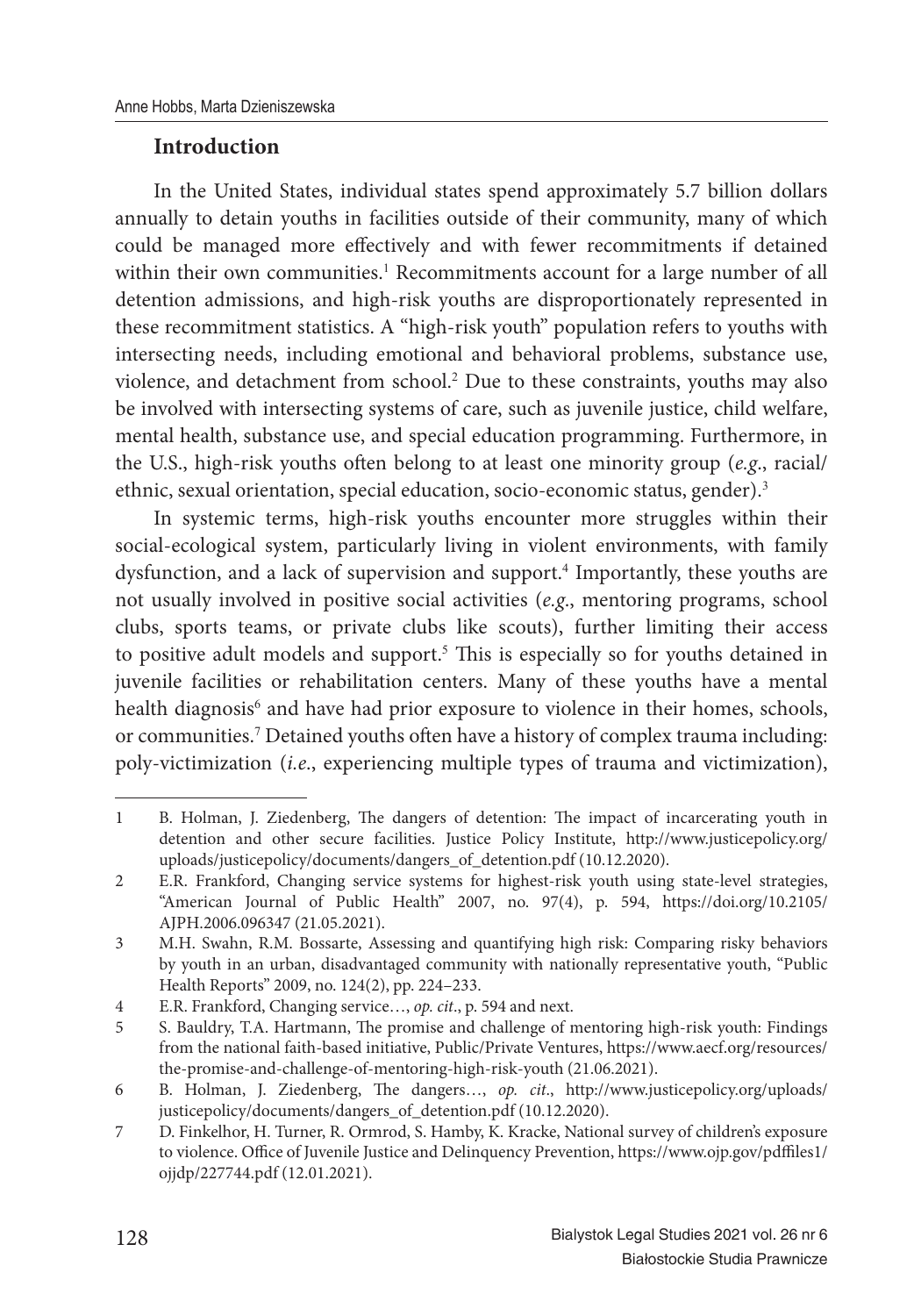## Introduction

In the United States, individual states spend approximately 5.7 billion dollars annually to detain youths in facilities outside of their community, many of which could be managed more effectively and with fewer recommitments if detained within their own communities.[1] Recommitments account for a large number of all detention admissions, and high-risk youths are disproportionately represented in these recommitment statistics. A "high-risk youth" population refers to youths with intersecting needs, including emotional and behavioral problems, substance use, violence, and detachment from school.[2] Due to these constraints, youths may also be involved with intersecting systems of care, such as juvenile justice, child welfare, mental health, substance use, and special education programming. Furthermore, in the U.S., high-risk youths often belong to at least one minority group (*e.g*., racial/ethnic, sexual orientation, special education, socio-economic status, gender).[3]

In systemic terms, high-risk youths encounter more struggles within their social-ecological system, particularly living in violent environments, with family dysfunction, and a lack of supervision and support.[4] Importantly, these youths are not usually involved in positive social activities (*e.g*., mentoring programs, school clubs, sports teams, or private clubs like scouts), further limiting their access to positive adult models and support.[5] This is especially so for youths detained in juvenile facilities or rehabilitation centers. Many of these youths have a mental health diagnosis[6] and have had prior exposure to violence in their homes, schools, or communities.[7] Detained youths often have a history of complex trauma including: poly-victimization (*i.e*., experiencing multiple types of trauma and victimization),

---

1 B. Holman, J. Ziedenberg, The dangers of detention: The impact of incarcerating youth in detention and other secure facilities. Justice Policy Institute, http://www.justicepolicy.org/uploads/justicepolicy/documents/dangers_of_detention.pdf (10.12.2020).

2 E.R. Frankford, Changing service systems for highest-risk youth using state-level strategies, "American Journal of Public Health" 2007, no. 97(4), p. 594, https://doi.org/10.2105/AJPH.2006.096347 (21.05.2021).

3 M.H. Swahn, R.M. Bossarte, Assessing and quantifying high risk: Comparing risky behaviors by youth in an urban, disadvantaged community with nationally representative youth, "Public Health Reports" 2009, no. 124(2), pp. 224–233.

4 E.R. Frankford, Changing service…, *op. cit*., p. 594 and next.

5 S. Bauldry, T.A. Hartmann, The promise and challenge of mentoring high-risk youth: Findings from the national faith-based initiative, Public/Private Ventures, https://www.aecf.org/resources/the-promise-and-challenge-of-mentoring-high-risk-youth (21.06.2021).

6 B. Holman, J. Ziedenberg, The dangers…, *op. cit*., http://www.justicepolicy.org/uploads/justicepolicy/documents/dangers_of_detention.pdf (10.12.2020).

7 D. Finkelhor, H. Turner, R. Ormrod, S. Hamby, K. Kracke, National survey of children's exposure to violence. Office of Juvenile Justice and Delinquency Prevention, https://www.ojp.gov/pdffiles1/ojjdp/227744.pdf (12.01.2021).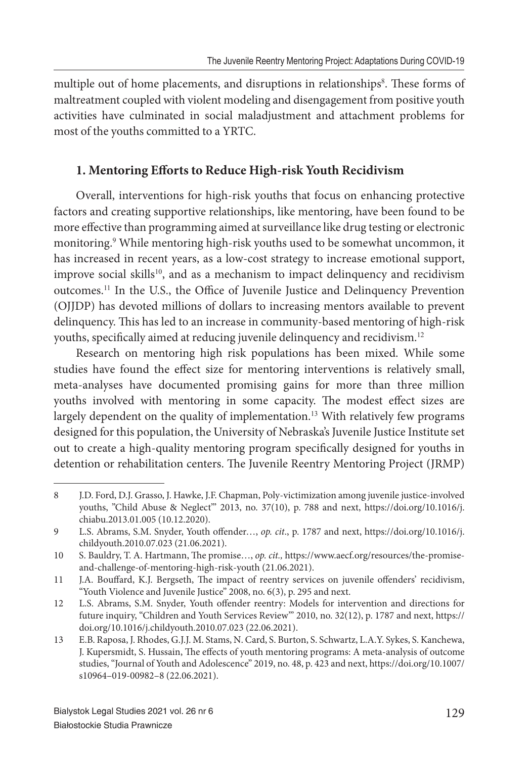multiple out of home placements, and disruptions in relationships[8]. These forms of maltreatment coupled with violent modeling and disengagement from positive youth activities have culminated in social maladjustment and attachment problems for most of the youths committed to a YRTC.

## 1. Mentoring Efforts to Reduce High-risk Youth Recidivism

Overall, interventions for high-risk youths that focus on enhancing protective factors and creating supportive relationships, like mentoring, have been found to be more effective than programming aimed at surveillance like drug testing or electronic monitoring.[9] While mentoring high-risk youths used to be somewhat uncommon, it has increased in recent years, as a low-cost strategy to increase emotional support, improve social skills[10], and as a mechanism to impact delinquency and recidivism outcomes.[11] In the U.S., the Office of Juvenile Justice and Delinquency Prevention (OJJDP) has devoted millions of dollars to increasing mentors available to prevent delinquency. This has led to an increase in community-based mentoring of high-risk youths, specifically aimed at reducing juvenile delinquency and recidivism.[12]

Research on mentoring high risk populations has been mixed. While some studies have found the effect size for mentoring interventions is relatively small, meta-analyses have documented promising gains for more than three million youths involved with mentoring in some capacity. The modest effect sizes are largely dependent on the quality of implementation.[13] With relatively few programs designed for this population, the University of Nebraska's Juvenile Justice Institute set out to create a high-quality mentoring program specifically designed for youths in detention or rehabilitation centers. The Juvenile Reentry Mentoring Project (JRMP)

---

8 J.D. Ford, D.J. Grasso, J. Hawke, J.F. Chapman, Poly-victimization among juvenile justice-involved youths, "Child Abuse & Neglect"' 2013, no. 37(10), p. 788 and next, https://doi.org/10.1016/j.chiabu.2013.01.005 (10.12.2020).

9 L.S. Abrams, S.M. Snyder, Youth offender…, *op. cit*., p. 1787 and next, https://doi.org/10.1016/j.childyouth.2010.07.023 (21.06.2021).

10 S. Bauldry, T. A. Hartmann, The promise…, *op. cit.,* https://www.aecf.org/resources/the-promise-and-challenge-of-mentoring-high-risk-youth (21.06.2021).

11 J.A. Bouffard, K.J. Bergseth, The impact of reentry services on juvenile offenders' recidivism, "Youth Violence and Juvenile Justice" 2008, no. 6(3), p. 295 and next.

12 L.S. Abrams, S.M. Snyder, Youth offender reentry: Models for intervention and directions for future inquiry, "Children and Youth Services Review"' 2010, no. 32(12), p. 1787 and next, https://doi.org/10.1016/j.childyouth.2010.07.023 (22.06.2021).

13 E.B. Raposa, J. Rhodes, G.J.J. M. Stams, N. Card, S. Burton, S. Schwartz, L.A.Y. Sykes, S. Kanchewa, J. Kupersmidt, S. Hussain, The effects of youth mentoring programs: A meta-analysis of outcome studies, "Journal of Youth and Adolescence" 2019, no. 48, p. 423 and next, https://doi.org/10.1007/s10964–019-00982–8 (22.06.2021).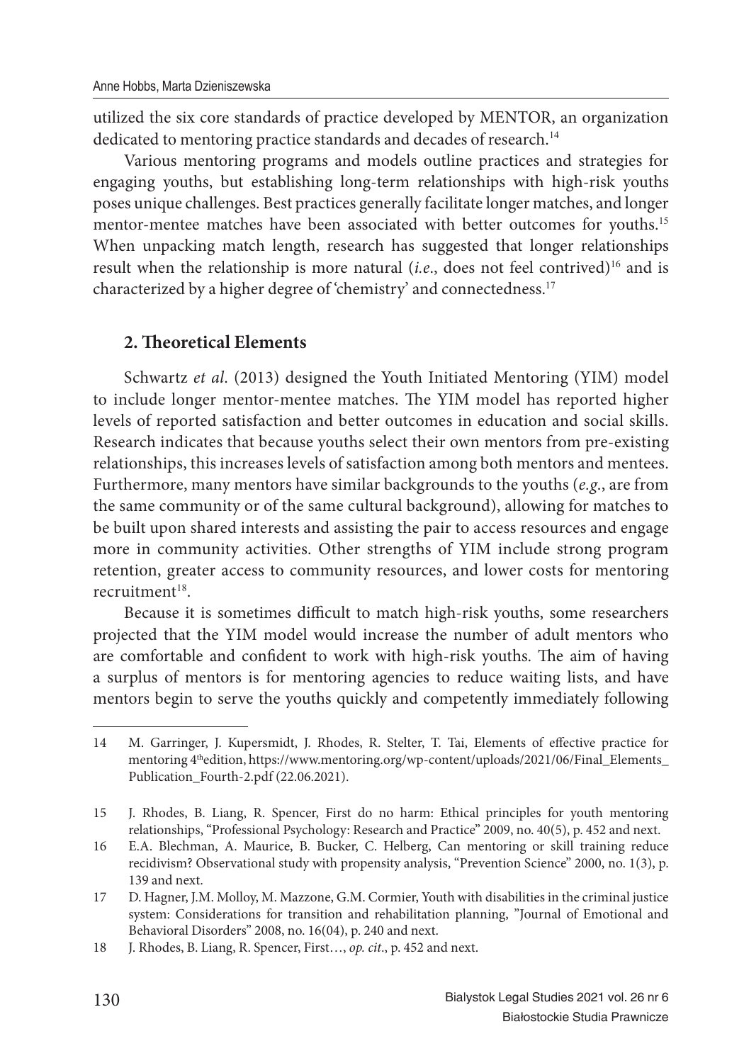utilized the six core standards of practice developed by MENTOR, an organization dedicated to mentoring practice standards and decades of research.[14]

Various mentoring programs and models outline practices and strategies for engaging youths, but establishing long-term relationships with high-risk youths poses unique challenges. Best practices generally facilitate longer matches, and longer mentor-mentee matches have been associated with better outcomes for youths.[15] When unpacking match length, research has suggested that longer relationships result when the relationship is more natural (*i.e*., does not feel contrived)[16] and is characterized by a higher degree of 'chemistry' and connectedness.[17]

## 2. Theoretical Elements

Schwartz *et al*. (2013) designed the Youth Initiated Mentoring (YIM) model to include longer mentor-mentee matches. The YIM model has reported higher levels of reported satisfaction and better outcomes in education and social skills. Research indicates that because youths select their own mentors from pre-existing relationships, this increases levels of satisfaction among both mentors and mentees. Furthermore, many mentors have similar backgrounds to the youths (*e.g*., are from the same community or of the same cultural background), allowing for matches to be built upon shared interests and assisting the pair to access resources and engage more in community activities. Other strengths of YIM include strong program retention, greater access to community resources, and lower costs for mentoring recruitment[18].

Because it is sometimes difficult to match high-risk youths, some researchers projected that the YIM model would increase the number of adult mentors who are comfortable and confident to work with high-risk youths. The aim of having a surplus of mentors is for mentoring agencies to reduce waiting lists, and have mentors begin to serve the youths quickly and competently immediately following

---

14 M. Garringer, J. Kupersmidt, J. Rhodes, R. Stelter, T. Tai, Elements of effective practice for mentoring 4thedition, https://www.mentoring.org/wp-content/uploads/2021/06/Final_Elements_Publication_Fourth-2.pdf (22.06.2021).

15 J. Rhodes, B. Liang, R. Spencer, First do no harm: Ethical principles for youth mentoring relationships, "Professional Psychology: Research and Practice" 2009, no. 40(5), p. 452 and next.

16 E.A. Blechman, A. Maurice, B. Bucker, C. Helberg, Can mentoring or skill training reduce recidivism? Observational study with propensity analysis, "Prevention Science" 2000, no. 1(3), p. 139 and next.

17 D. Hagner, J.M. Molloy, M. Mazzone, G.M. Cormier, Youth with disabilities in the criminal justice system: Considerations for transition and rehabilitation planning, "Journal of Emotional and Behavioral Disorders" 2008, no. 16(04), p. 240 and next.

18 J. Rhodes, B. Liang, R. Spencer, First…, *op. cit*., p. 452 and next.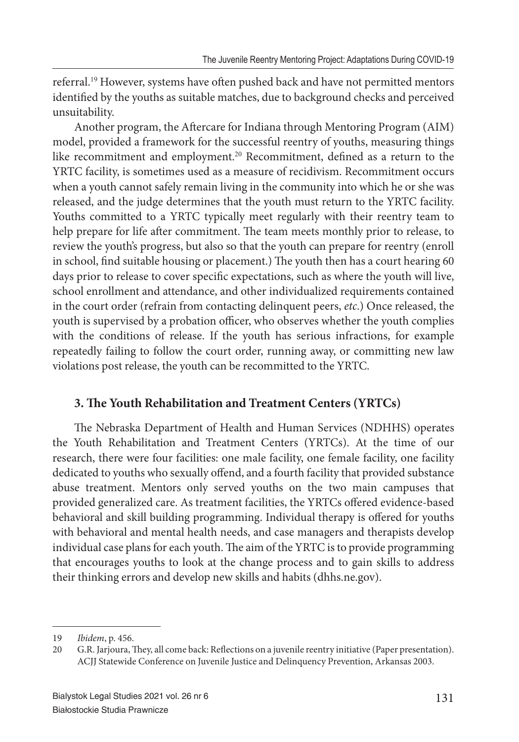referral.[19] However, systems have often pushed back and have not permitted mentors identified by the youths as suitable matches, due to background checks and perceived unsuitability.

Another program, the Aftercare for Indiana through Mentoring Program (AIM) model, provided a framework for the successful reentry of youths, measuring things like recommitment and employment.[20] Recommitment, defined as a return to the YRTC facility, is sometimes used as a measure of recidivism. Recommitment occurs when a youth cannot safely remain living in the community into which he or she was released, and the judge determines that the youth must return to the YRTC facility. Youths committed to a YRTC typically meet regularly with their reentry team to help prepare for life after commitment. The team meets monthly prior to release, to review the youth's progress, but also so that the youth can prepare for reentry (enroll in school, find suitable housing or placement.) The youth then has a court hearing 60 days prior to release to cover specific expectations, such as where the youth will live, school enrollment and attendance, and other individualized requirements contained in the court order (refrain from contacting delinquent peers, *etc*.) Once released, the youth is supervised by a probation officer, who observes whether the youth complies with the conditions of release. If the youth has serious infractions, for example repeatedly failing to follow the court order, running away, or committing new law violations post release, the youth can be recommitted to the YRTC.

## 3. The Youth Rehabilitation and Treatment Centers (YRTCs)

The Nebraska Department of Health and Human Services (NDHHS) operates the Youth Rehabilitation and Treatment Centers (YRTCs). At the time of our research, there were four facilities: one male facility, one female facility, one facility dedicated to youths who sexually offend, and a fourth facility that provided substance abuse treatment. Mentors only served youths on the two main campuses that provided generalized care. As treatment facilities, the YRTCs offered evidence-based behavioral and skill building programming. Individual therapy is offered for youths with behavioral and mental health needs, and case managers and therapists develop individual case plans for each youth. The aim of the YRTC is to provide programming that encourages youths to look at the change process and to gain skills to address their thinking errors and develop new skills and habits (dhhs.ne.gov).

---

19 *Ibidem*, p. 456.

20 G.R. Jarjoura, They, all come back: Reflections on a juvenile reentry initiative (Paper presentation). ACJJ Statewide Conference on Juvenile Justice and Delinquency Prevention, Arkansas 2003.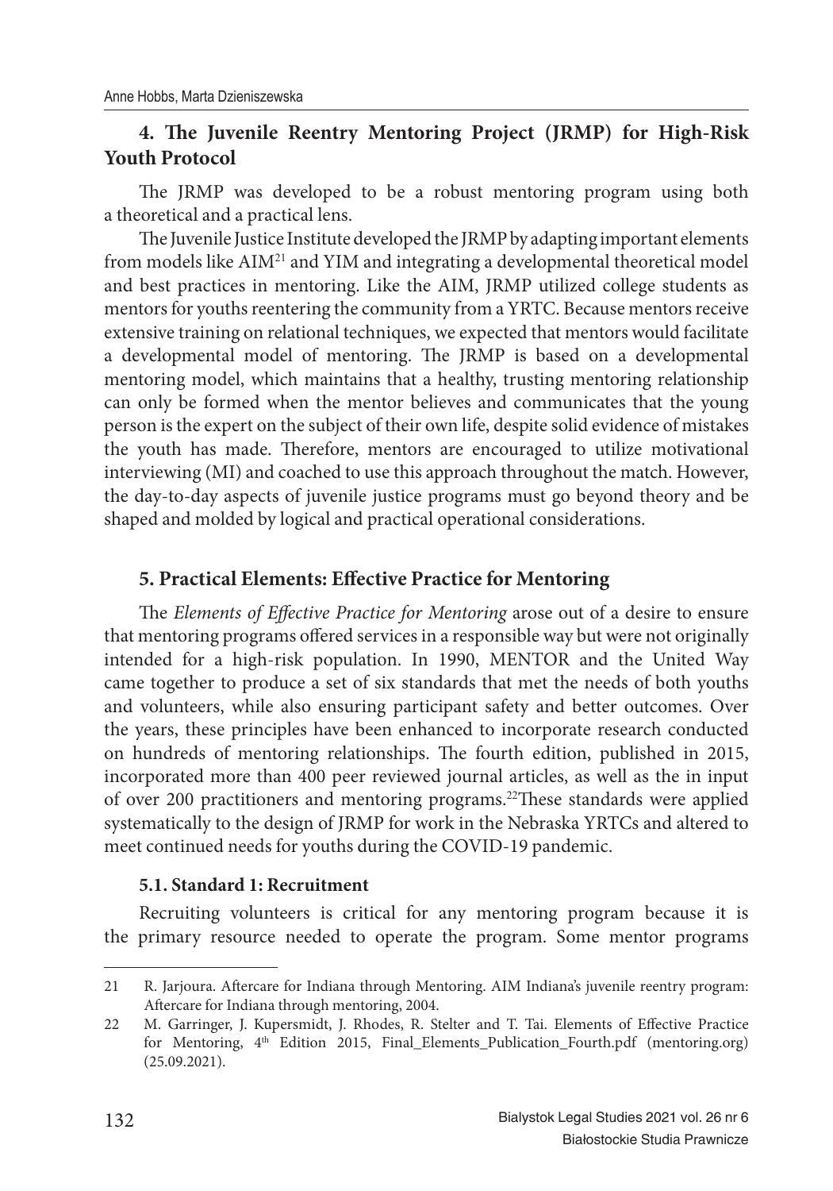## 4. The Juvenile Reentry Mentoring Project (JRMP) for High-Risk Youth Protocol

The JRMP was developed to be a robust mentoring program using both a theoretical and a practical lens.

The Juvenile Justice Institute developed the JRMP by adapting important elements from models like AIM[21] and YIM and integrating a developmental theoretical model and best practices in mentoring. Like the AIM, JRMP utilized college students as mentors for youths reentering the community from a YRTC. Because mentors receive extensive training on relational techniques, we expected that mentors would facilitate a developmental model of mentoring. The JRMP is based on a developmental mentoring model, which maintains that a healthy, trusting mentoring relationship can only be formed when the mentor believes and communicates that the young person is the expert on the subject of their own life, despite solid evidence of mistakes the youth has made. Therefore, mentors are encouraged to utilize motivational interviewing (MI) and coached to use this approach throughout the match. However, the day-to-day aspects of juvenile justice programs must go beyond theory and be shaped and molded by logical and practical operational considerations.

## 5. Practical Elements: Effective Practice for Mentoring

The *Elements of Effective Practice for Mentoring* arose out of a desire to ensure that mentoring programs offered services in a responsible way but were not originally intended for a high-risk population. In 1990, MENTOR and the United Way came together to produce a set of six standards that met the needs of both youths and volunteers, while also ensuring participant safety and better outcomes. Over the years, these principles have been enhanced to incorporate research conducted on hundreds of mentoring relationships. The fourth edition, published in 2015, incorporated more than 400 peer reviewed journal articles, as well as the in input of over 200 practitioners and mentoring programs.[22]These standards were applied systematically to the design of JRMP for work in the Nebraska YRTCs and altered to meet continued needs for youths during the COVID-19 pandemic.

### 5.1. Standard 1: Recruitment

Recruiting volunteers is critical for any mentoring program because it is the primary resource needed to operate the program. Some mentor programs

---

21 R. Jarjoura. Aftercare for Indiana through Mentoring. AIM Indiana's juvenile reentry program: Aftercare for Indiana through mentoring, 2004.

22 M. Garringer, J. Kupersmidt, J. Rhodes, R. Stelter and T. Tai. Elements of Effective Practice for Mentoring, 4th Edition 2015, Final_Elements_Publication_Fourth.pdf (mentoring.org) (25.09.2021).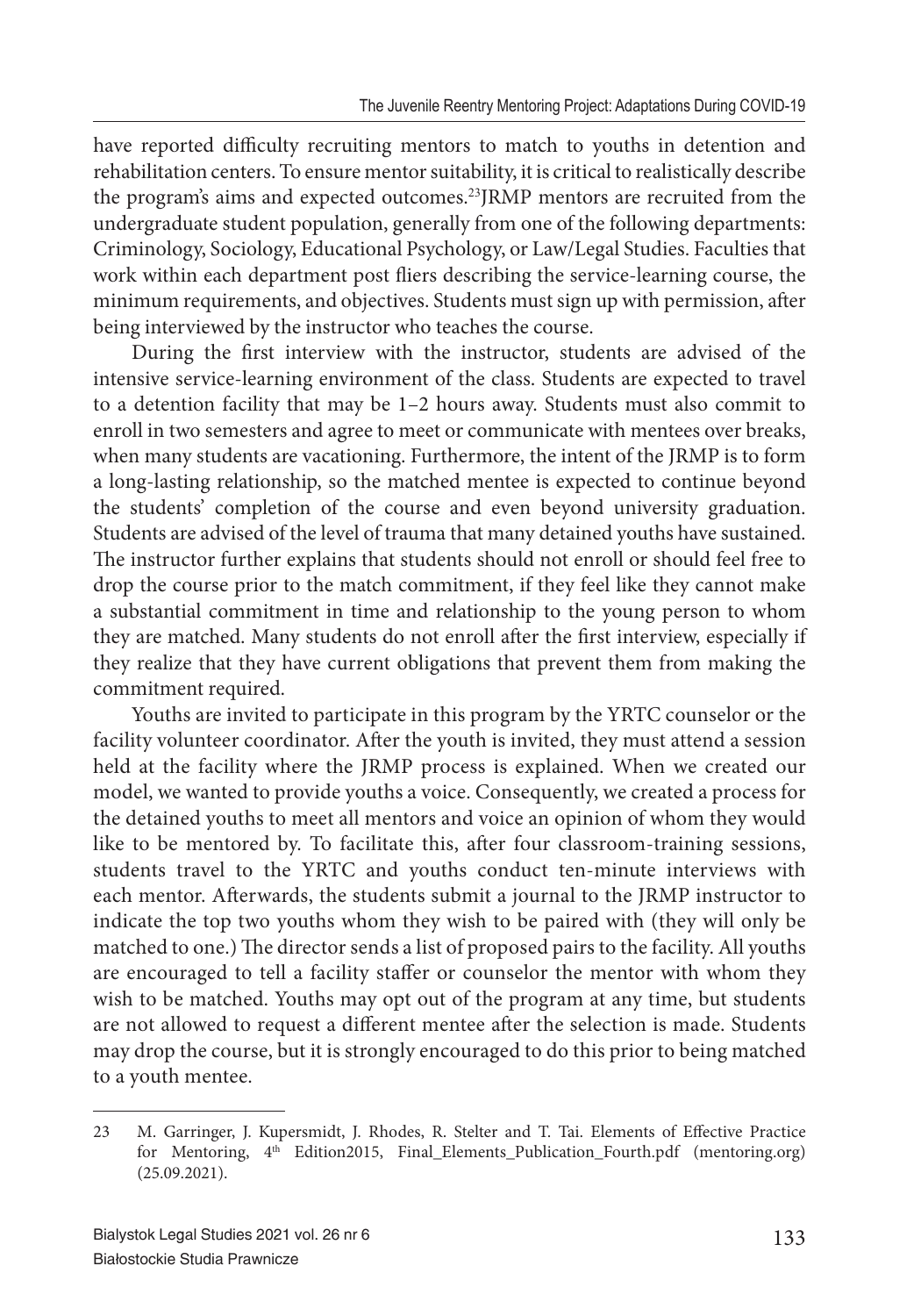have reported difficulty recruiting mentors to match to youths in detention and rehabilitation centers. To ensure mentor suitability, it is critical to realistically describe the program's aims and expected outcomes.[23]JRMP mentors are recruited from the undergraduate student population, generally from one of the following departments: Criminology, Sociology, Educational Psychology, or Law/Legal Studies. Faculties that work within each department post fliers describing the service-learning course, the minimum requirements, and objectives. Students must sign up with permission, after being interviewed by the instructor who teaches the course.

During the first interview with the instructor, students are advised of the intensive service-learning environment of the class. Students are expected to travel to a detention facility that may be 1–2 hours away. Students must also commit to enroll in two semesters and agree to meet or communicate with mentees over breaks, when many students are vacationing. Furthermore, the intent of the JRMP is to form a long-lasting relationship, so the matched mentee is expected to continue beyond the students' completion of the course and even beyond university graduation. Students are advised of the level of trauma that many detained youths have sustained. The instructor further explains that students should not enroll or should feel free to drop the course prior to the match commitment, if they feel like they cannot make a substantial commitment in time and relationship to the young person to whom they are matched. Many students do not enroll after the first interview, especially if they realize that they have current obligations that prevent them from making the commitment required.

Youths are invited to participate in this program by the YRTC counselor or the facility volunteer coordinator. After the youth is invited, they must attend a session held at the facility where the JRMP process is explained. When we created our model, we wanted to provide youths a voice. Consequently, we created a process for the detained youths to meet all mentors and voice an opinion of whom they would like to be mentored by. To facilitate this, after four classroom-training sessions, students travel to the YRTC and youths conduct ten-minute interviews with each mentor. Afterwards, the students submit a journal to the JRMP instructor to indicate the top two youths whom they wish to be paired with (they will only be matched to one.) The director sends a list of proposed pairs to the facility. All youths are encouraged to tell a facility staffer or counselor the mentor with whom they wish to be matched. Youths may opt out of the program at any time, but students are not allowed to request a different mentee after the selection is made. Students may drop the course, but it is strongly encouraged to do this prior to being matched to a youth mentee.

---

23 M. Garringer, J. Kupersmidt, J. Rhodes, R. Stelter and T. Tai. Elements of Effective Practice for Mentoring, 4th Edition2015, Final_Elements_Publication_Fourth.pdf (mentoring.org) (25.09.2021).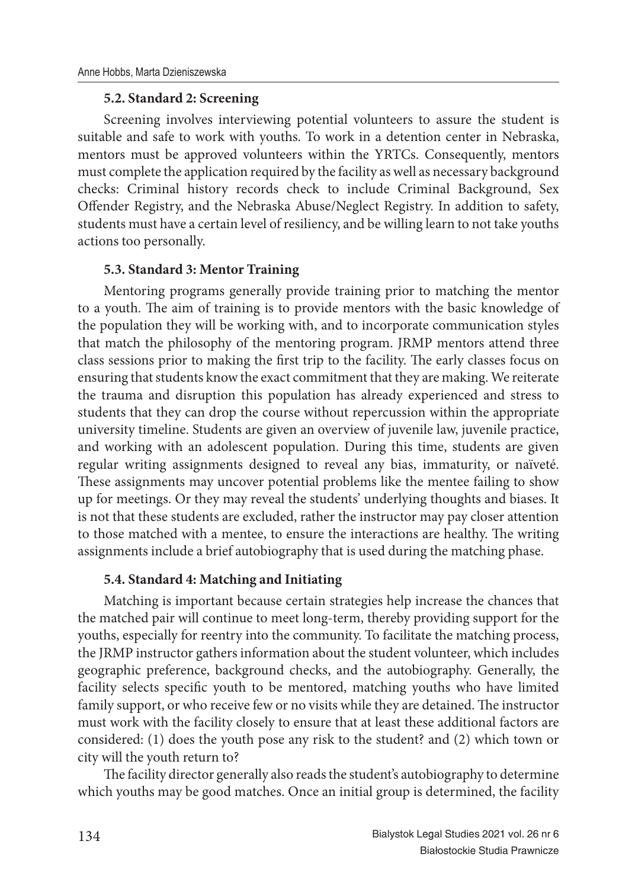### 5.2. Standard 2: Screening

Screening involves interviewing potential volunteers to assure the student is suitable and safe to work with youths. To work in a detention center in Nebraska, mentors must be approved volunteers within the YRTCs. Consequently, mentors must complete the application required by the facility as well as necessary background checks: Criminal history records check to include Criminal Background, Sex Offender Registry, and the Nebraska Abuse/Neglect Registry. In addition to safety, students must have a certain level of resiliency, and be willing learn to not take youths actions too personally.

### 5.3. Standard 3: Mentor Training

Mentoring programs generally provide training prior to matching the mentor to a youth. The aim of training is to provide mentors with the basic knowledge of the population they will be working with, and to incorporate communication styles that match the philosophy of the mentoring program. JRMP mentors attend three class sessions prior to making the first trip to the facility. The early classes focus on ensuring that students know the exact commitment that they are making. We reiterate the trauma and disruption this population has already experienced and stress to students that they can drop the course without repercussion within the appropriate university timeline. Students are given an overview of juvenile law, juvenile practice, and working with an adolescent population. During this time, students are given regular writing assignments designed to reveal any bias, immaturity, or naïveté. These assignments may uncover potential problems like the mentee failing to show up for meetings. Or they may reveal the students' underlying thoughts and biases. It is not that these students are excluded, rather the instructor may pay closer attention to those matched with a mentee, to ensure the interactions are healthy. The writing assignments include a brief autobiography that is used during the matching phase.

### 5.4. Standard 4: Matching and Initiating

Matching is important because certain strategies help increase the chances that the matched pair will continue to meet long-term, thereby providing support for the youths, especially for reentry into the community. To facilitate the matching process, the JRMP instructor gathers information about the student volunteer, which includes geographic preference, background checks, and the autobiography. Generally, the facility selects specific youth to be mentored, matching youths who have limited family support, or who receive few or no visits while they are detained. The instructor must work with the facility closely to ensure that at least these additional factors are considered: (1) does the youth pose any risk to the student? and (2) which town or city will the youth return to?

The facility director generally also reads the student's autobiography to determine which youths may be good matches. Once an initial group is determined, the facility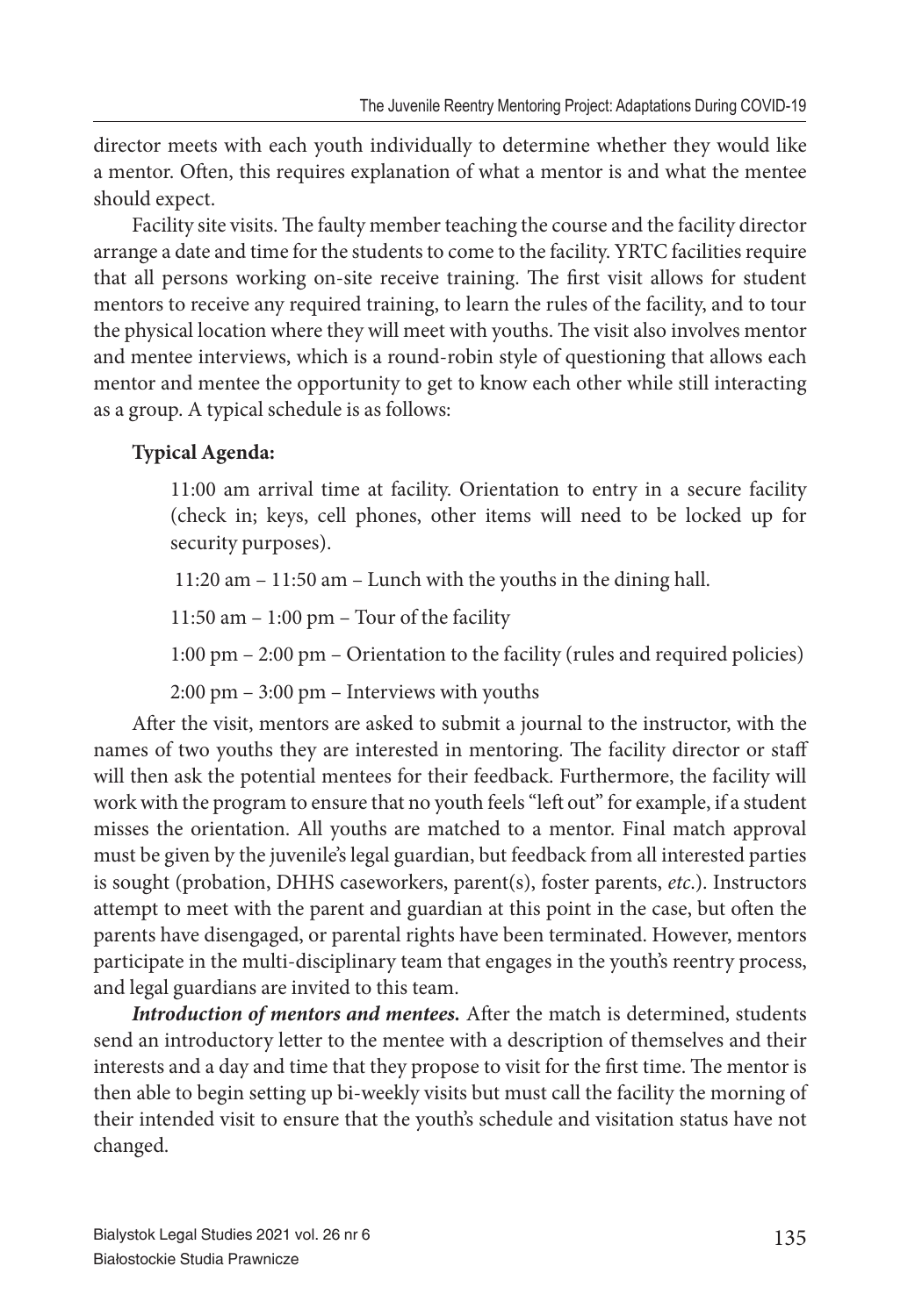director meets with each youth individually to determine whether they would like a mentor. Often, this requires explanation of what a mentor is and what the mentee should expect.

Facility site visits. The faulty member teaching the course and the facility director arrange a date and time for the students to come to the facility. YRTC facilities require that all persons working on-site receive training. The first visit allows for student mentors to receive any required training, to learn the rules of the facility, and to tour the physical location where they will meet with youths. The visit also involves mentor and mentee interviews, which is a round-robin style of questioning that allows each mentor and mentee the opportunity to get to know each other while still interacting as a group. A typical schedule is as follows:

**Typical Agenda:**

11:00 am arrival time at facility. Orientation to entry in a secure facility (check in; keys, cell phones, other items will need to be locked up for security purposes).

11:20 am – 11:50 am – Lunch with the youths in the dining hall.

11:50 am – 1:00 pm – Tour of the facility

1:00 pm – 2:00 pm – Orientation to the facility (rules and required policies)

2:00 pm – 3:00 pm – Interviews with youths

After the visit, mentors are asked to submit a journal to the instructor, with the names of two youths they are interested in mentoring. The facility director or staff will then ask the potential mentees for their feedback. Furthermore, the facility will work with the program to ensure that no youth feels "left out" for example, if a student misses the orientation. All youths are matched to a mentor. Final match approval must be given by the juvenile's legal guardian, but feedback from all interested parties is sought (probation, DHHS caseworkers, parent(s), foster parents, *etc.*). Instructors attempt to meet with the parent and guardian at this point in the case, but often the parents have disengaged, or parental rights have been terminated. However, mentors participate in the multi-disciplinary team that engages in the youth's reentry process, and legal guardians are invited to this team.

***Introduction of mentors and mentees.*** After the match is determined, students send an introductory letter to the mentee with a description of themselves and their interests and a day and time that they propose to visit for the first time. The mentor is then able to begin setting up bi-weekly visits but must call the facility the morning of their intended visit to ensure that the youth's schedule and visitation status have not changed.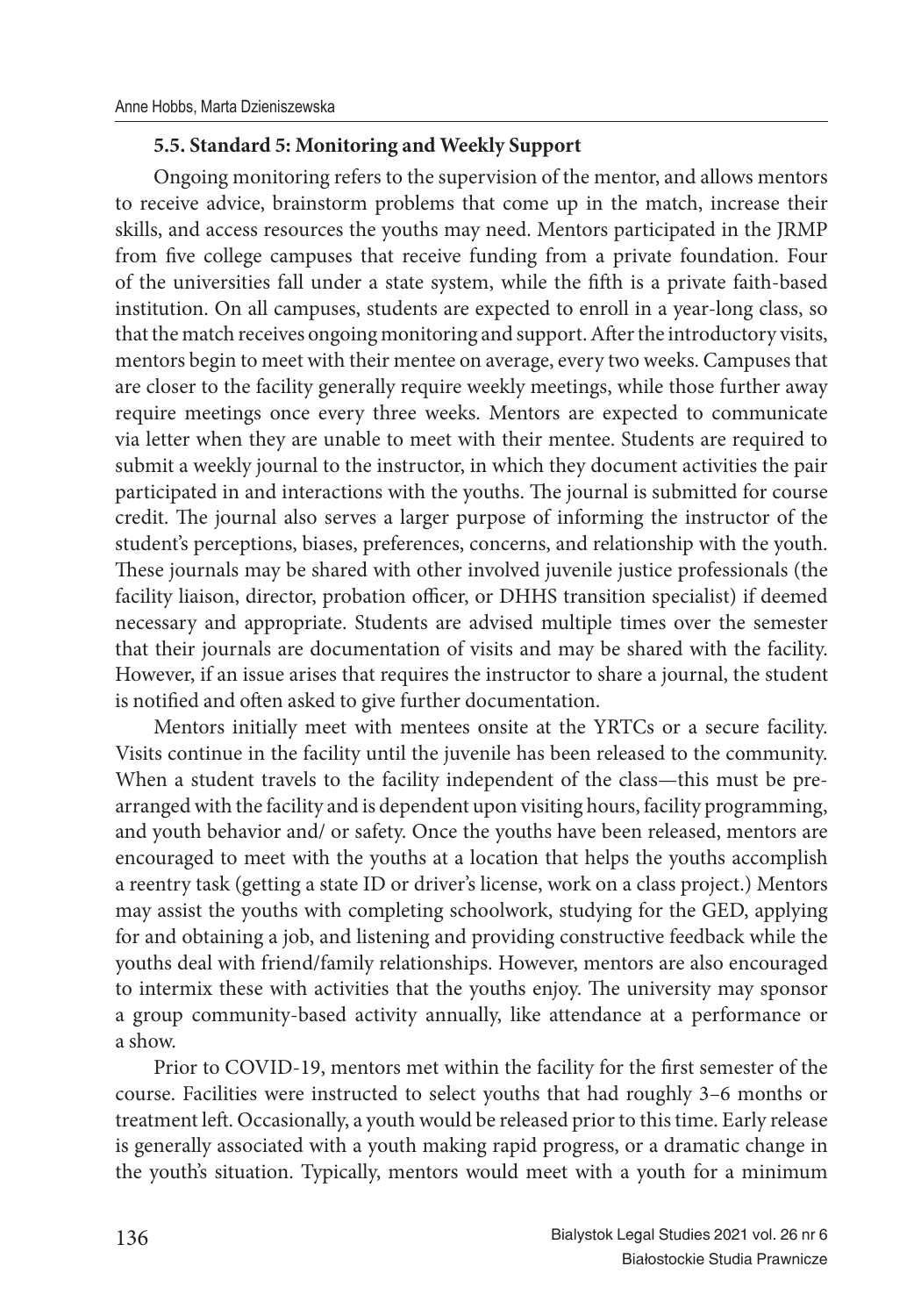### 5.5. Standard 5: Monitoring and Weekly Support

Ongoing monitoring refers to the supervision of the mentor, and allows mentors to receive advice, brainstorm problems that come up in the match, increase their skills, and access resources the youths may need. Mentors participated in the JRMP from five college campuses that receive funding from a private foundation. Four of the universities fall under a state system, while the fifth is a private faith-based institution. On all campuses, students are expected to enroll in a year-long class, so that the match receives ongoing monitoring and support. After the introductory visits, mentors begin to meet with their mentee on average, every two weeks. Campuses that are closer to the facility generally require weekly meetings, while those further away require meetings once every three weeks. Mentors are expected to communicate via letter when they are unable to meet with their mentee. Students are required to submit a weekly journal to the instructor, in which they document activities the pair participated in and interactions with the youths. The journal is submitted for course credit. The journal also serves a larger purpose of informing the instructor of the student's perceptions, biases, preferences, concerns, and relationship with the youth. These journals may be shared with other involved juvenile justice professionals (the facility liaison, director, probation officer, or DHHS transition specialist) if deemed necessary and appropriate. Students are advised multiple times over the semester that their journals are documentation of visits and may be shared with the facility. However, if an issue arises that requires the instructor to share a journal, the student is notified and often asked to give further documentation.

Mentors initially meet with mentees onsite at the YRTCs or a secure facility. Visits continue in the facility until the juvenile has been released to the community. When a student travels to the facility independent of the class—this must be pre-arranged with the facility and is dependent upon visiting hours, facility programming, and youth behavior and/ or safety. Once the youths have been released, mentors are encouraged to meet with the youths at a location that helps the youths accomplish a reentry task (getting a state ID or driver's license, work on a class project.) Mentors may assist the youths with completing schoolwork, studying for the GED, applying for and obtaining a job, and listening and providing constructive feedback while the youths deal with friend/family relationships. However, mentors are also encouraged to intermix these with activities that the youths enjoy. The university may sponsor a group community-based activity annually, like attendance at a performance or a show.

Prior to COVID-19, mentors met within the facility for the first semester of the course. Facilities were instructed to select youths that had roughly 3–6 months or treatment left. Occasionally, a youth would be released prior to this time. Early release is generally associated with a youth making rapid progress, or a dramatic change in the youth's situation. Typically, mentors would meet with a youth for a minimum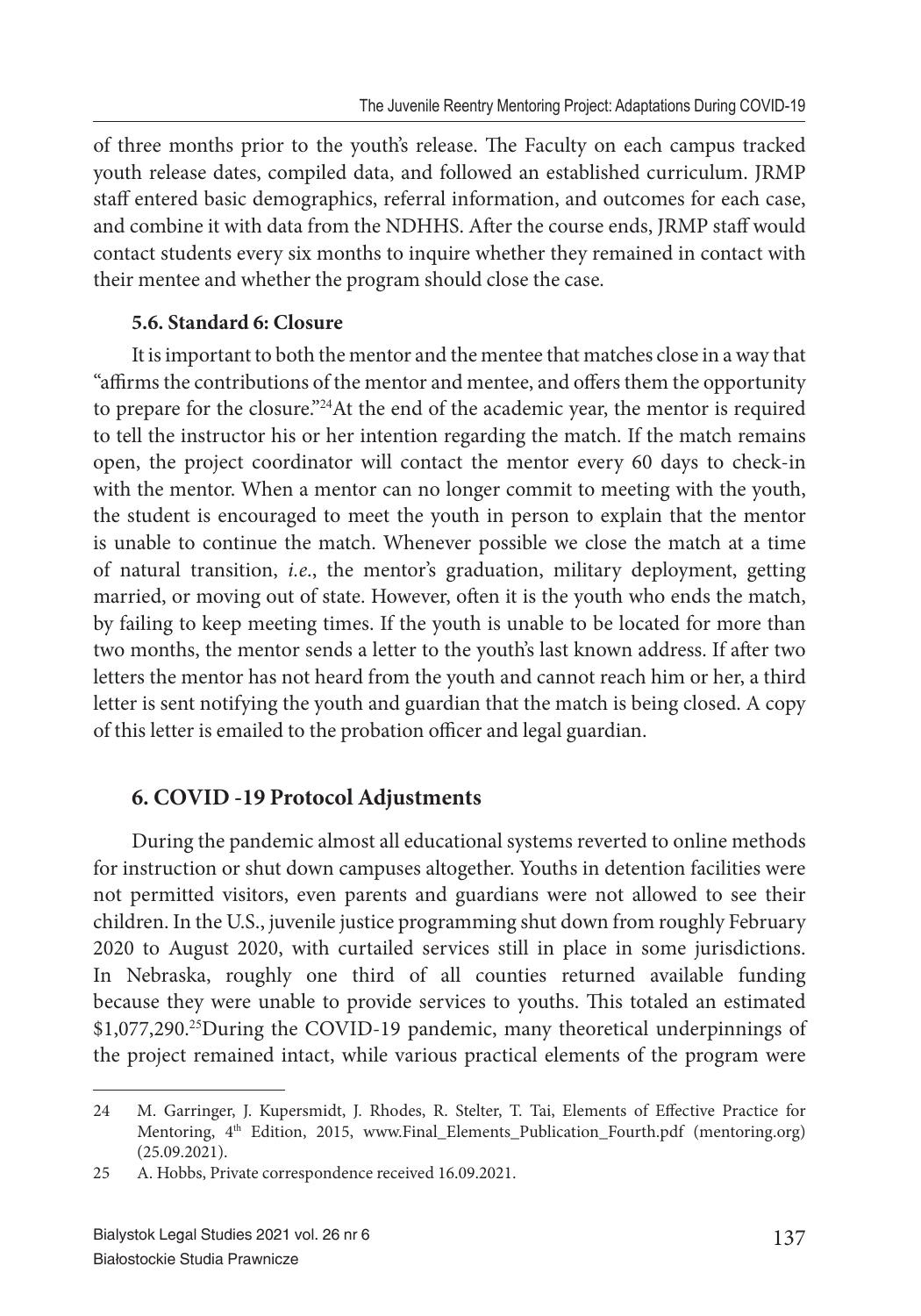of three months prior to the youth's release. The Faculty on each campus tracked youth release dates, compiled data, and followed an established curriculum. JRMP staff entered basic demographics, referral information, and outcomes for each case, and combine it with data from the NDHHS. After the course ends, JRMP staff would contact students every six months to inquire whether they remained in contact with their mentee and whether the program should close the case.

### 5.6. Standard 6: Closure

It is important to both the mentor and the mentee that matches close in a way that "affirms the contributions of the mentor and mentee, and offers them the opportunity to prepare for the closure."[24]At the end of the academic year, the mentor is required to tell the instructor his or her intention regarding the match. If the match remains open, the project coordinator will contact the mentor every 60 days to check-in with the mentor. When a mentor can no longer commit to meeting with the youth, the student is encouraged to meet the youth in person to explain that the mentor is unable to continue the match. Whenever possible we close the match at a time of natural transition, *i.e.*, the mentor's graduation, military deployment, getting married, or moving out of state. However, often it is the youth who ends the match, by failing to keep meeting times. If the youth is unable to be located for more than two months, the mentor sends a letter to the youth's last known address. If after two letters the mentor has not heard from the youth and cannot reach him or her, a third letter is sent notifying the youth and guardian that the match is being closed. A copy of this letter is emailed to the probation officer and legal guardian.

## 6. COVID -19 Protocol Adjustments

During the pandemic almost all educational systems reverted to online methods for instruction or shut down campuses altogether. Youths in detention facilities were not permitted visitors, even parents and guardians were not allowed to see their children. In the U.S., juvenile justice programming shut down from roughly February 2020 to August 2020, with curtailed services still in place in some jurisdictions. In Nebraska, roughly one third of all counties returned available funding because they were unable to provide services to youths. This totaled an estimated \$1,077,290.[25]During the COVID-19 pandemic, many theoretical underpinnings of the project remained intact, while various practical elements of the program were

---

24 M. Garringer, J. Kupersmidt, J. Rhodes, R. Stelter, T. Tai, Elements of Effective Practice for Mentoring, 4th Edition, 2015, www.Final_Elements_Publication_Fourth.pdf (mentoring.org) (25.09.2021).

25 A. Hobbs, Private correspondence received 16.09.2021.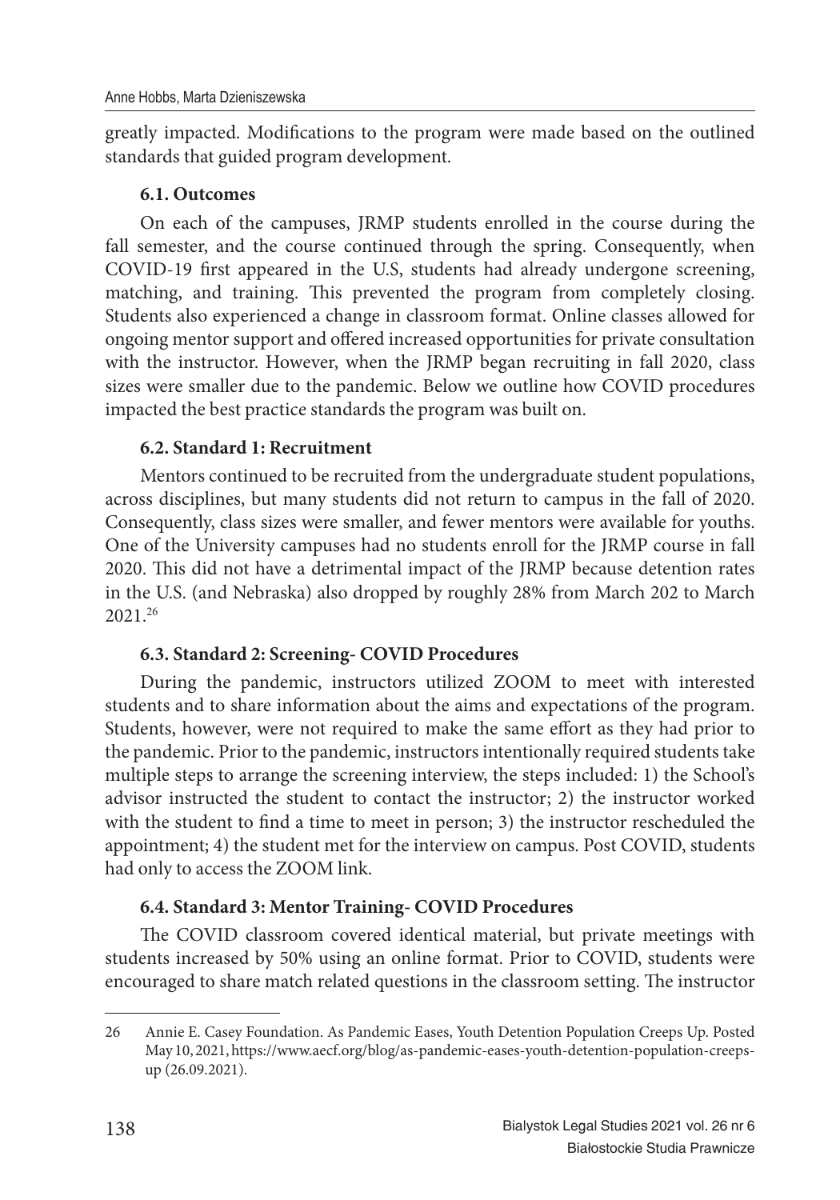greatly impacted. Modifications to the program were made based on the outlined standards that guided program development.

### 6.1. Outcomes

On each of the campuses, JRMP students enrolled in the course during the fall semester, and the course continued through the spring. Consequently, when COVID-19 first appeared in the U.S, students had already undergone screening, matching, and training. This prevented the program from completely closing. Students also experienced a change in classroom format. Online classes allowed for ongoing mentor support and offered increased opportunities for private consultation with the instructor. However, when the JRMP began recruiting in fall 2020, class sizes were smaller due to the pandemic. Below we outline how COVID procedures impacted the best practice standards the program was built on.

### 6.2. Standard 1: Recruitment

Mentors continued to be recruited from the undergraduate student populations, across disciplines, but many students did not return to campus in the fall of 2020. Consequently, class sizes were smaller, and fewer mentors were available for youths. One of the University campuses had no students enroll for the JRMP course in fall 2020. This did not have a detrimental impact of the JRMP because detention rates in the U.S. (and Nebraska) also dropped by roughly 28% from March 202 to March 2021.[26]

### 6.3. Standard 2: Screening- COVID Procedures

During the pandemic, instructors utilized ZOOM to meet with interested students and to share information about the aims and expectations of the program. Students, however, were not required to make the same effort as they had prior to the pandemic. Prior to the pandemic, instructors intentionally required students take multiple steps to arrange the screening interview, the steps included: 1) the School's advisor instructed the student to contact the instructor; 2) the instructor worked with the student to find a time to meet in person; 3) the instructor rescheduled the appointment; 4) the student met for the interview on campus. Post COVID, students had only to access the ZOOM link.

### 6.4. Standard 3: Mentor Training- COVID Procedures

The COVID classroom covered identical material, but private meetings with students increased by 50% using an online format. Prior to COVID, students were encouraged to share match related questions in the classroom setting. The instructor

---

26 Annie E. Casey Foundation. As Pandemic Eases, Youth Detention Population Creeps Up. Posted May 10, 2021, https://www.aecf.org/blog/as-pandemic-eases-youth-detention-population-creeps-up (26.09.2021).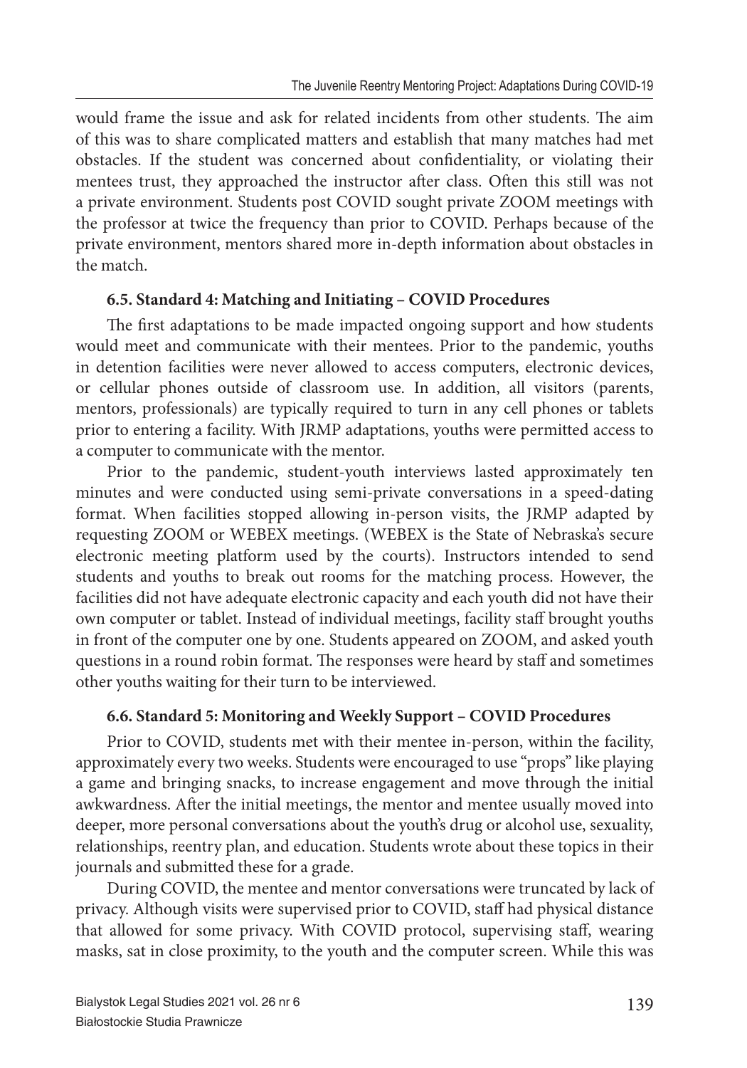would frame the issue and ask for related incidents from other students. The aim of this was to share complicated matters and establish that many matches had met obstacles. If the student was concerned about confidentiality, or violating their mentees trust, they approached the instructor after class. Often this still was not a private environment. Students post COVID sought private ZOOM meetings with the professor at twice the frequency than prior to COVID. Perhaps because of the private environment, mentors shared more in-depth information about obstacles in the match.

### 6.5. Standard 4: Matching and Initiating – COVID Procedures

The first adaptations to be made impacted ongoing support and how students would meet and communicate with their mentees. Prior to the pandemic, youths in detention facilities were never allowed to access computers, electronic devices, or cellular phones outside of classroom use. In addition, all visitors (parents, mentors, professionals) are typically required to turn in any cell phones or tablets prior to entering a facility. With JRMP adaptations, youths were permitted access to a computer to communicate with the mentor.

Prior to the pandemic, student-youth interviews lasted approximately ten minutes and were conducted using semi-private conversations in a speed-dating format. When facilities stopped allowing in-person visits, the JRMP adapted by requesting ZOOM or WEBEX meetings. (WEBEX is the State of Nebraska's secure electronic meeting platform used by the courts). Instructors intended to send students and youths to break out rooms for the matching process. However, the facilities did not have adequate electronic capacity and each youth did not have their own computer or tablet. Instead of individual meetings, facility staff brought youths in front of the computer one by one. Students appeared on ZOOM, and asked youth questions in a round robin format. The responses were heard by staff and sometimes other youths waiting for their turn to be interviewed.

### 6.6. Standard 5: Monitoring and Weekly Support – COVID Procedures

Prior to COVID, students met with their mentee in-person, within the facility, approximately every two weeks. Students were encouraged to use "props" like playing a game and bringing snacks, to increase engagement and move through the initial awkwardness. After the initial meetings, the mentor and mentee usually moved into deeper, more personal conversations about the youth's drug or alcohol use, sexuality, relationships, reentry plan, and education. Students wrote about these topics in their journals and submitted these for a grade.

During COVID, the mentee and mentor conversations were truncated by lack of privacy. Although visits were supervised prior to COVID, staff had physical distance that allowed for some privacy. With COVID protocol, supervising staff, wearing masks, sat in close proximity, to the youth and the computer screen. While this was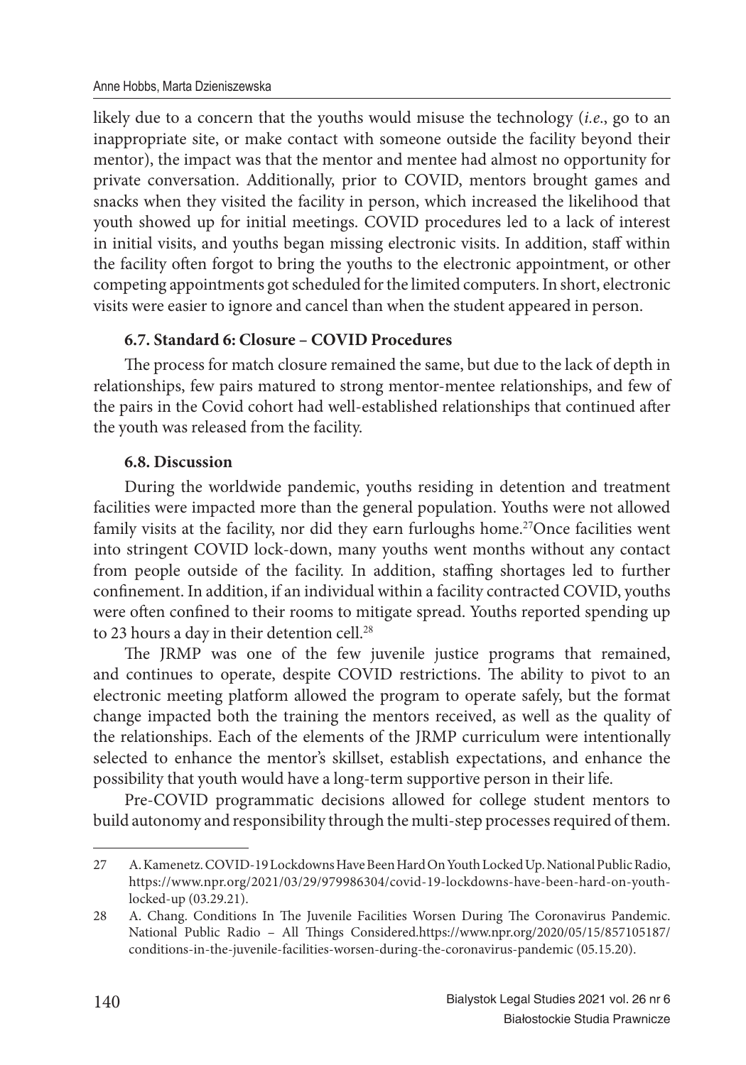likely due to a concern that the youths would misuse the technology (*i.e.*, go to an inappropriate site, or make contact with someone outside the facility beyond their mentor), the impact was that the mentor and mentee had almost no opportunity for private conversation. Additionally, prior to COVID, mentors brought games and snacks when they visited the facility in person, which increased the likelihood that youth showed up for initial meetings. COVID procedures led to a lack of interest in initial visits, and youths began missing electronic visits. In addition, staff within the facility often forgot to bring the youths to the electronic appointment, or other competing appointments got scheduled for the limited computers. In short, electronic visits were easier to ignore and cancel than when the student appeared in person.

### 6.7. Standard 6: Closure – COVID Procedures

The process for match closure remained the same, but due to the lack of depth in relationships, few pairs matured to strong mentor-mentee relationships, and few of the pairs in the Covid cohort had well-established relationships that continued after the youth was released from the facility.

### 6.8. Discussion

During the worldwide pandemic, youths residing in detention and treatment facilities were impacted more than the general population. Youths were not allowed family visits at the facility, nor did they earn furloughs home.[27]Once facilities went into stringent COVID lock-down, many youths went months without any contact from people outside of the facility. In addition, staffing shortages led to further confinement. In addition, if an individual within a facility contracted COVID, youths were often confined to their rooms to mitigate spread. Youths reported spending up to 23 hours a day in their detention cell.[28]

The JRMP was one of the few juvenile justice programs that remained, and continues to operate, despite COVID restrictions. The ability to pivot to an electronic meeting platform allowed the program to operate safely, but the format change impacted both the training the mentors received, as well as the quality of the relationships. Each of the elements of the JRMP curriculum were intentionally selected to enhance the mentor's skillset, establish expectations, and enhance the possibility that youth would have a long-term supportive person in their life.

Pre-COVID programmatic decisions allowed for college student mentors to build autonomy and responsibility through the multi-step processes required of them.

---

27 A. Kamenetz. COVID-19 Lockdowns Have Been Hard On Youth Locked Up. National Public Radio, https://www.npr.org/2021/03/29/979986304/covid-19-lockdowns-have-been-hard-on-youth-locked-up (03.29.21).

28 A. Chang. Conditions In The Juvenile Facilities Worsen During The Coronavirus Pandemic. National Public Radio – All Things Considered.https://www.npr.org/2020/05/15/857105187/conditions-in-the-juvenile-facilities-worsen-during-the-coronavirus-pandemic (05.15.20).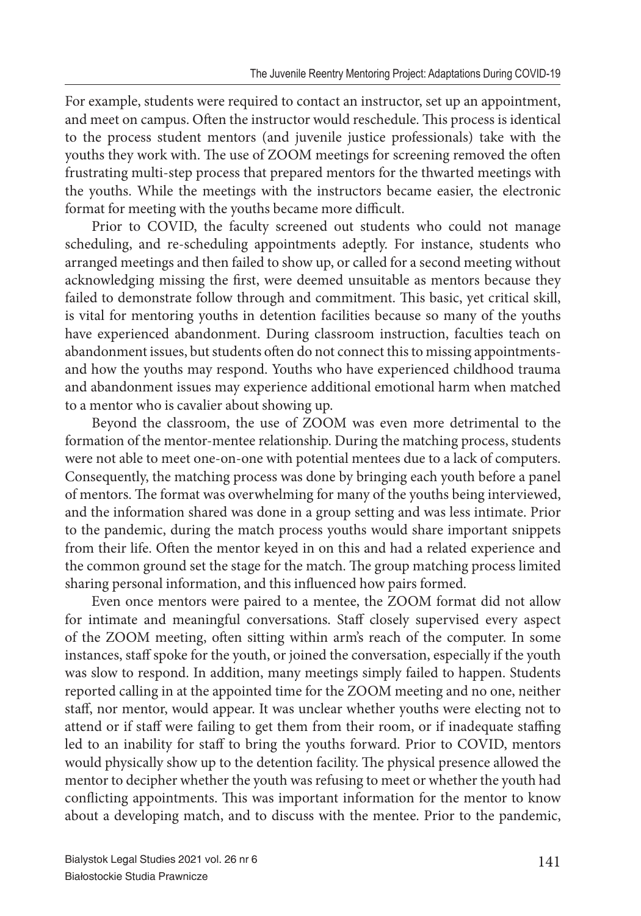For example, students were required to contact an instructor, set up an appointment, and meet on campus. Often the instructor would reschedule. This process is identical to the process student mentors (and juvenile justice professionals) take with the youths they work with. The use of ZOOM meetings for screening removed the often frustrating multi-step process that prepared mentors for the thwarted meetings with the youths. While the meetings with the instructors became easier, the electronic format for meeting with the youths became more difficult.

Prior to COVID, the faculty screened out students who could not manage scheduling, and re-scheduling appointments adeptly. For instance, students who arranged meetings and then failed to show up, or called for a second meeting without acknowledging missing the first, were deemed unsuitable as mentors because they failed to demonstrate follow through and commitment. This basic, yet critical skill, is vital for mentoring youths in detention facilities because so many of the youths have experienced abandonment. During classroom instruction, faculties teach on abandonment issues, but students often do not connect this to missing appointments- and how the youths may respond. Youths who have experienced childhood trauma and abandonment issues may experience additional emotional harm when matched to a mentor who is cavalier about showing up.

Beyond the classroom, the use of ZOOM was even more detrimental to the formation of the mentor-mentee relationship. During the matching process, students were not able to meet one-on-one with potential mentees due to a lack of computers. Consequently, the matching process was done by bringing each youth before a panel of mentors. The format was overwhelming for many of the youths being interviewed, and the information shared was done in a group setting and was less intimate. Prior to the pandemic, during the match process youths would share important snippets from their life. Often the mentor keyed in on this and had a related experience and the common ground set the stage for the match. The group matching process limited sharing personal information, and this influenced how pairs formed.

Even once mentors were paired to a mentee, the ZOOM format did not allow for intimate and meaningful conversations. Staff closely supervised every aspect of the ZOOM meeting, often sitting within arm's reach of the computer. In some instances, staff spoke for the youth, or joined the conversation, especially if the youth was slow to respond. In addition, many meetings simply failed to happen. Students reported calling in at the appointed time for the ZOOM meeting and no one, neither staff, nor mentor, would appear. It was unclear whether youths were electing not to attend or if staff were failing to get them from their room, or if inadequate staffing led to an inability for staff to bring the youths forward. Prior to COVID, mentors would physically show up to the detention facility. The physical presence allowed the mentor to decipher whether the youth was refusing to meet or whether the youth had conflicting appointments. This was important information for the mentor to know about a developing match, and to discuss with the mentee. Prior to the pandemic,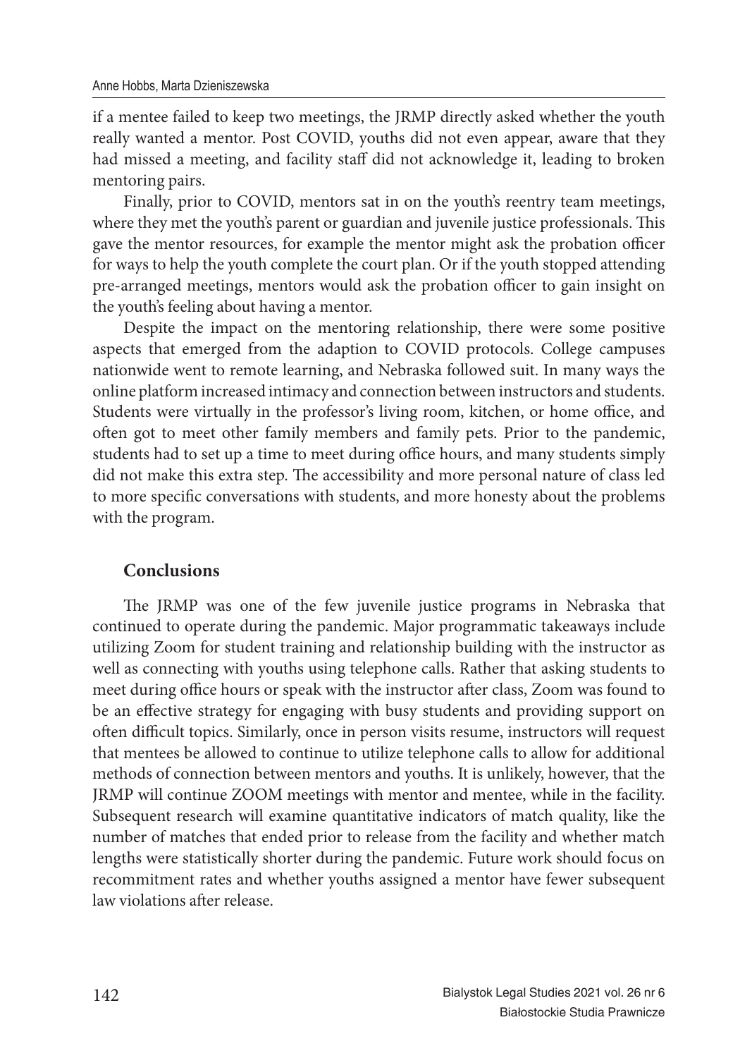if a mentee failed to keep two meetings, the JRMP directly asked whether the youth really wanted a mentor. Post COVID, youths did not even appear, aware that they had missed a meeting, and facility staff did not acknowledge it, leading to broken mentoring pairs.

Finally, prior to COVID, mentors sat in on the youth's reentry team meetings, where they met the youth's parent or guardian and juvenile justice professionals. This gave the mentor resources, for example the mentor might ask the probation officer for ways to help the youth complete the court plan. Or if the youth stopped attending pre-arranged meetings, mentors would ask the probation officer to gain insight on the youth's feeling about having a mentor.

Despite the impact on the mentoring relationship, there were some positive aspects that emerged from the adaption to COVID protocols. College campuses nationwide went to remote learning, and Nebraska followed suit. In many ways the online platform increased intimacy and connection between instructors and students. Students were virtually in the professor's living room, kitchen, or home office, and often got to meet other family members and family pets. Prior to the pandemic, students had to set up a time to meet during office hours, and many students simply did not make this extra step. The accessibility and more personal nature of class led to more specific conversations with students, and more honesty about the problems with the program.

## Conclusions

The JRMP was one of the few juvenile justice programs in Nebraska that continued to operate during the pandemic. Major programmatic takeaways include utilizing Zoom for student training and relationship building with the instructor as well as connecting with youths using telephone calls. Rather that asking students to meet during office hours or speak with the instructor after class, Zoom was found to be an effective strategy for engaging with busy students and providing support on often difficult topics. Similarly, once in person visits resume, instructors will request that mentees be allowed to continue to utilize telephone calls to allow for additional methods of connection between mentors and youths. It is unlikely, however, that the JRMP will continue ZOOM meetings with mentor and mentee, while in the facility. Subsequent research will examine quantitative indicators of match quality, like the number of matches that ended prior to release from the facility and whether match lengths were statistically shorter during the pandemic. Future work should focus on recommitment rates and whether youths assigned a mentor have fewer subsequent law violations after release.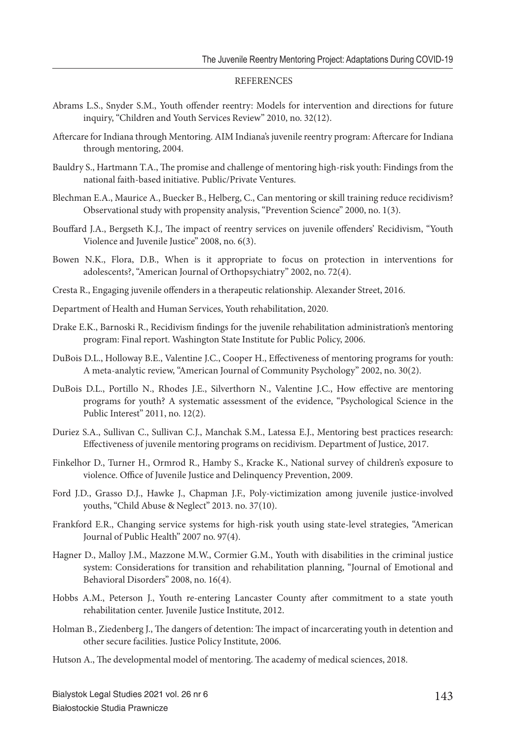## REFERENCES

Abrams L.S., Snyder S.M., Youth offender reentry: Models for intervention and directions for future inquiry, "Children and Youth Services Review" 2010, no. 32(12).

Aftercare for Indiana through Mentoring. AIM Indiana's juvenile reentry program: Aftercare for Indiana through mentoring, 2004.

Bauldry S., Hartmann T.A., The promise and challenge of mentoring high-risk youth: Findings from the national faith-based initiative. Public/Private Ventures.

Blechman E.A., Maurice A., Buecker B., Helberg, C., Can mentoring or skill training reduce recidivism? Observational study with propensity analysis, "Prevention Science" 2000, no. 1(3).

Bouffard J.A., Bergseth K.J., The impact of reentry services on juvenile offenders' Recidivism, "Youth Violence and Juvenile Justice" 2008, no. 6(3).

Bowen N.K., Flora, D.B., When is it appropriate to focus on protection in interventions for adolescents?, "American Journal of Orthopsychiatry" 2002, no. 72(4).

Cresta R., Engaging juvenile offenders in a therapeutic relationship. Alexander Street, 2016.

Department of Health and Human Services, Youth rehabilitation, 2020.

Drake E.K., Barnoski R., Recidivism findings for the juvenile rehabilitation administration's mentoring program: Final report. Washington State Institute for Public Policy, 2006.

DuBois D.L., Holloway B.E., Valentine J.C., Cooper H., Effectiveness of mentoring programs for youth: A meta-analytic review, "American Journal of Community Psychology" 2002, no. 30(2).

DuBois D.L., Portillo N., Rhodes J.E., Silverthorn N., Valentine J.C., How effective are mentoring programs for youth? A systematic assessment of the evidence, "Psychological Science in the Public Interest" 2011, no. 12(2).

Duriez S.A., Sullivan C., Sullivan C.J., Manchak S.M., Latessa E.J., Mentoring best practices research: Effectiveness of juvenile mentoring programs on recidivism. Department of Justice, 2017.

Finkelhor D., Turner H., Ormrod R., Hamby S., Kracke K., National survey of children's exposure to violence. Office of Juvenile Justice and Delinquency Prevention, 2009.

Ford J.D., Grasso D.J., Hawke J., Chapman J.F., Poly-victimization among juvenile justice-involved youths, "Child Abuse & Neglect" 2013. no. 37(10).

Frankford E.R., Changing service systems for high-risk youth using state-level strategies, "American Journal of Public Health" 2007 no. 97(4).

Hagner D., Malloy J.M., Mazzone M.W., Cormier G.M., Youth with disabilities in the criminal justice system: Considerations for transition and rehabilitation planning, "Journal of Emotional and Behavioral Disorders" 2008, no. 16(4).

Hobbs A.M., Peterson J., Youth re-entering Lancaster County after commitment to a state youth rehabilitation center. Juvenile Justice Institute, 2012.

Holman B., Ziedenberg J., The dangers of detention: The impact of incarcerating youth in detention and other secure facilities. Justice Policy Institute, 2006.

Hutson A., The developmental model of mentoring. The academy of medical sciences, 2018.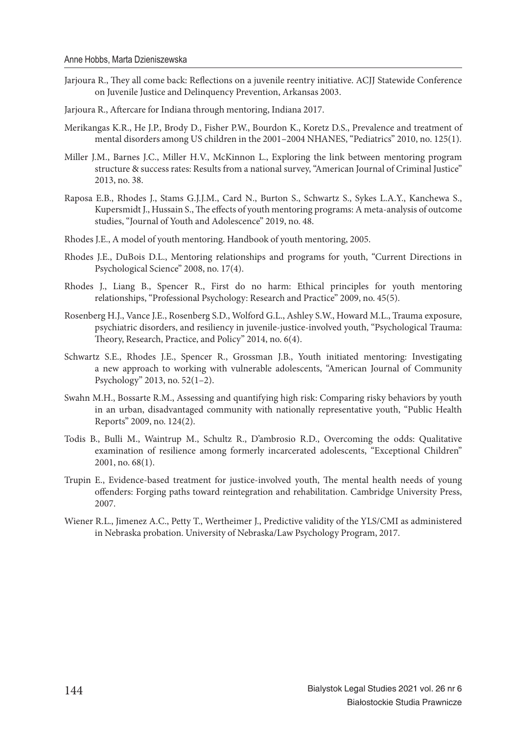Jarjoura R., They all come back: Reflections on a juvenile reentry initiative. ACJJ Statewide Conference on Juvenile Justice and Delinquency Prevention, Arkansas 2003.

Jarjoura R., Aftercare for Indiana through mentoring, Indiana 2017.

Merikangas K.R., He J.P., Brody D., Fisher P.W., Bourdon K., Koretz D.S., Prevalence and treatment of mental disorders among US children in the 2001–2004 NHANES, "Pediatrics" 2010, no. 125(1).

Miller J.M., Barnes J.C., Miller H.V., McKinnon L., Exploring the link between mentoring program structure & success rates: Results from a national survey, "American Journal of Criminal Justice" 2013, no. 38.

Raposa E.B., Rhodes J., Stams G.J.J.M., Card N., Burton S., Schwartz S., Sykes L.A.Y., Kanchewa S., Kupersmidt J., Hussain S., The effects of youth mentoring programs: A meta-analysis of outcome studies, "Journal of Youth and Adolescence" 2019, no. 48.

Rhodes J.E., A model of youth mentoring. Handbook of youth mentoring, 2005.

Rhodes J.E., DuBois D.L., Mentoring relationships and programs for youth, "Current Directions in Psychological Science" 2008, no. 17(4).

Rhodes J., Liang B., Spencer R., First do no harm: Ethical principles for youth mentoring relationships, "Professional Psychology: Research and Practice" 2009, no. 45(5).

Rosenberg H.J., Vance J.E., Rosenberg S.D., Wolford G.L., Ashley S.W., Howard M.L., Trauma exposure, psychiatric disorders, and resiliency in juvenile-justice-involved youth, "Psychological Trauma: Theory, Research, Practice, and Policy" 2014, no. 6(4).

Schwartz S.E., Rhodes J.E., Spencer R., Grossman J.B., Youth initiated mentoring: Investigating a new approach to working with vulnerable adolescents, "American Journal of Community Psychology" 2013, no. 52(1–2).

Swahn M.H., Bossarte R.M., Assessing and quantifying high risk: Comparing risky behaviors by youth in an urban, disadvantaged community with nationally representative youth, "Public Health Reports" 2009, no. 124(2).

Todis B., Bulli M., Waintrup M., Schultz R., D'ambrosio R.D., Overcoming the odds: Qualitative examination of resilience among formerly incarcerated adolescents, "Exceptional Children" 2001, no. 68(1).

Trupin E., Evidence-based treatment for justice-involved youth, The mental health needs of young offenders: Forging paths toward reintegration and rehabilitation. Cambridge University Press, 2007.

Wiener R.L., Jimenez A.C., Petty T., Wertheimer J., Predictive validity of the YLS/CMI as administered in Nebraska probation. University of Nebraska/Law Psychology Program, 2017.